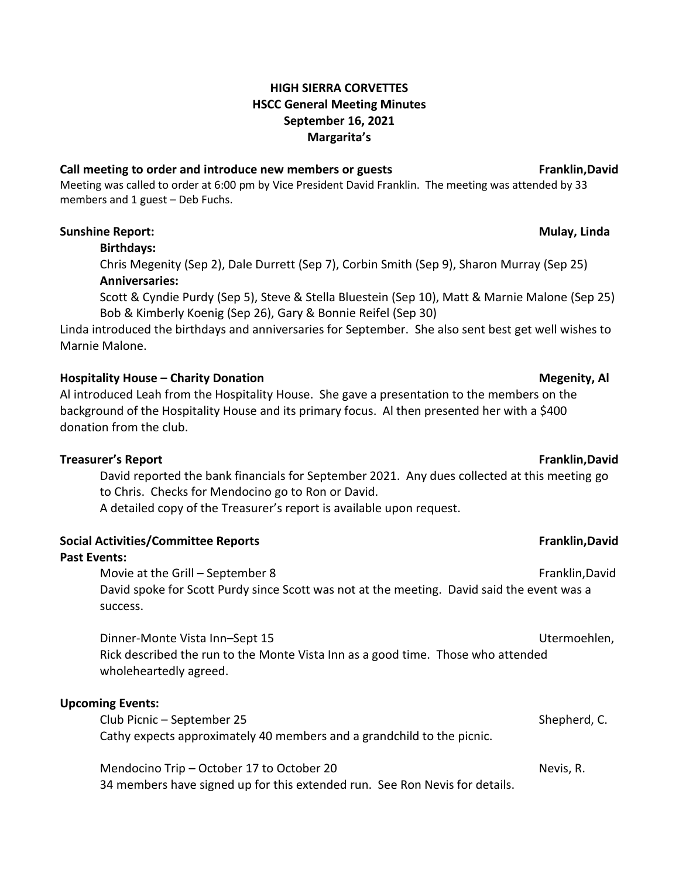# HIGH SIERRA CORVETTES
## HSCC General Meeting Minutes
## September 16, 2021
## Margarita's

**Call meeting to order and introduce new members or guests** — **Franklin,David**

Meeting was called to order at 6:00 pm by Vice President David Franklin. The meeting was attended by 33 members and 1 guest – Deb Fuchs.

**Sunshine Report:** — **Mulay, Linda**

**Birthdays:**

Chris Megenity (Sep 2), Dale Durrett (Sep 7), Corbin Smith (Sep 9), Sharon Murray (Sep 25)

**Anniversaries:**

Scott & Cyndie Purdy (Sep 5), Steve & Stella Bluestein (Sep 10), Matt & Marnie Malone (Sep 25) Bob & Kimberly Koenig (Sep 26), Gary & Bonnie Reifel (Sep 30)

Linda introduced the birthdays and anniversaries for September. She also sent best get well wishes to Marnie Malone.

**Hospitality House – Charity Donation** — **Megenity, Al**

Al introduced Leah from the Hospitality House. She gave a presentation to the members on the background of the Hospitality House and its primary focus. Al then presented her with a $400 donation from the club.

**Treasurer's Report** — **Franklin,David**

David reported the bank financials for September 2021. Any dues collected at this meeting go to Chris. Checks for Mendocino go to Ron or David.

A detailed copy of the Treasurer's report is available upon request.

**Social Activities/Committee Reports** — **Franklin,David**

**Past Events:**

Movie at the Grill – September 8 — Franklin,David

David spoke for Scott Purdy since Scott was not at the meeting. David said the event was a success.

Dinner-Monte Vista Inn–Sept 15 — Utermoehlen,

Rick described the run to the Monte Vista Inn as a good time. Those who attended wholeheartedly agreed.

**Upcoming Events:**

Club Picnic – September 25 — Shepherd, C.

Cathy expects approximately 40 members and a grandchild to the picnic.

Mendocino Trip – October 17 to October 20 — Nevis, R.

34 members have signed up for this extended run. See Ron Nevis for details.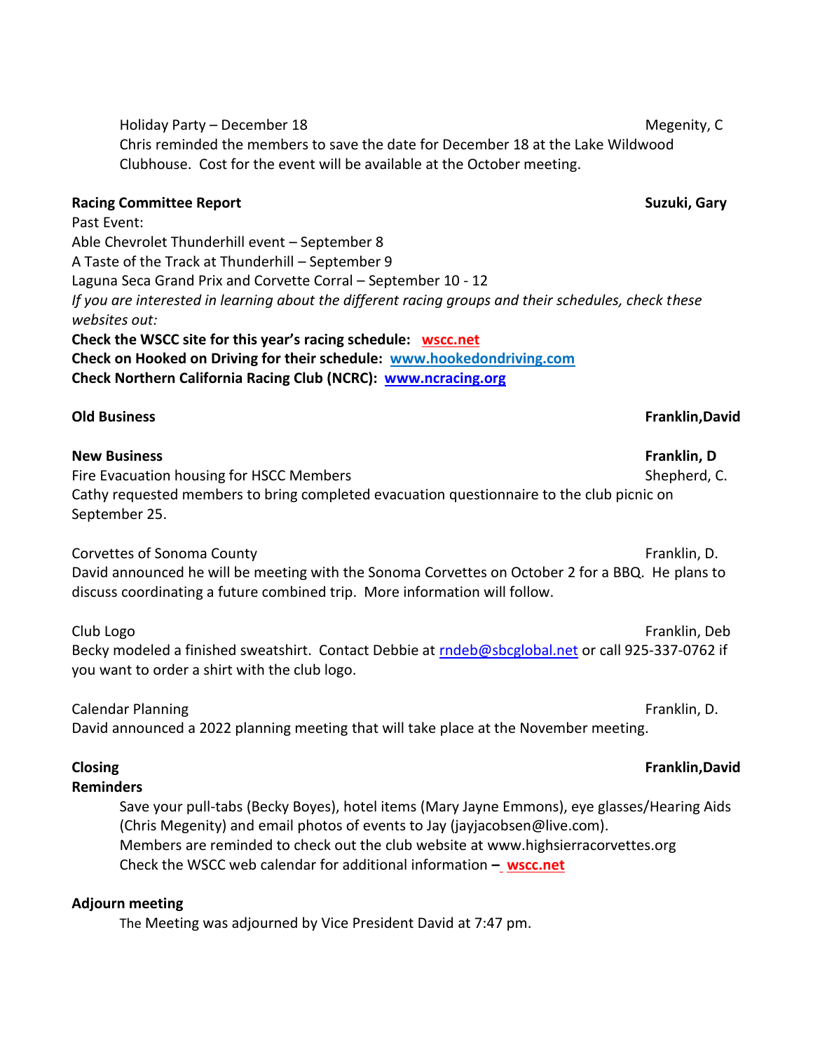Holiday Party – December 18 Megenity, C

Chris reminded the members to save the date for December 18 at the Lake Wildwood Clubhouse. Cost for the event will be available at the October meeting.

**Racing Committee Report** **Suzuki, Gary**

Past Event:

Able Chevrolet Thunderhill event – September 8

A Taste of the Track at Thunderhill – September 9

Laguna Seca Grand Prix and Corvette Corral – September 10 - 12

*If you are interested in learning about the different racing groups and their schedules, check these websites out:*

**Check the WSCC site for this year's racing schedule: wscc.net**

**Check on Hooked on Driving for their schedule: www.hookedondriving.com**

**Check Northern California Racing Club (NCRC): www.ncracing.org**

**Old Business** **Franklin,David**

**New Business** **Franklin, D**

Fire Evacuation housing for HSCC Members Shepherd, C.

Cathy requested members to bring completed evacuation questionnaire to the club picnic on September 25.

Corvettes of Sonoma County Franklin, D.

David announced he will be meeting with the Sonoma Corvettes on October 2 for a BBQ. He plans to discuss coordinating a future combined trip. More information will follow.

Club Logo Franklin, Deb

Becky modeled a finished sweatshirt. Contact Debbie at rndeb@sbcglobal.net or call 925-337-0762 if you want to order a shirt with the club logo.

Calendar Planning Franklin, D.

David announced a 2022 planning meeting that will take place at the November meeting.

**Closing** **Franklin,David**

**Reminders**

Save your pull-tabs (Becky Boyes), hotel items (Mary Jayne Emmons), eye glasses/Hearing Aids (Chris Megenity) and email photos of events to Jay (jayjacobsen@live.com).

Members are reminded to check out the club website at www.highsierracorvettes.org

Check the WSCC web calendar for additional information **– wscc.net**

**Adjourn meeting**

The Meeting was adjourned by Vice President David at 7:47 pm.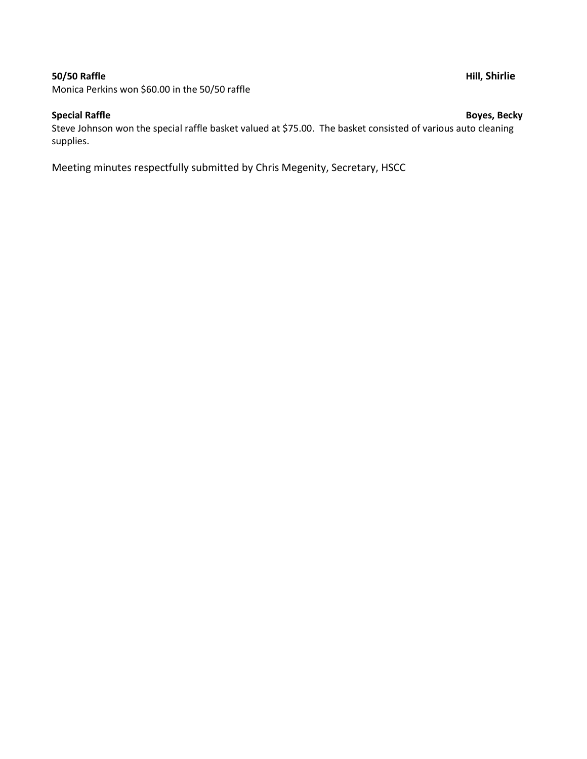**50/50 Raffle** **Hill, Shirlie**

Monica Perkins won $60.00 in the 50/50 raffle

**Special Raffle** **Boyes, Becky**

Steve Johnson won the special raffle basket valued at $75.00. The basket consisted of various auto cleaning supplies.

Meeting minutes respectfully submitted by Chris Megenity, Secretary, HSCC